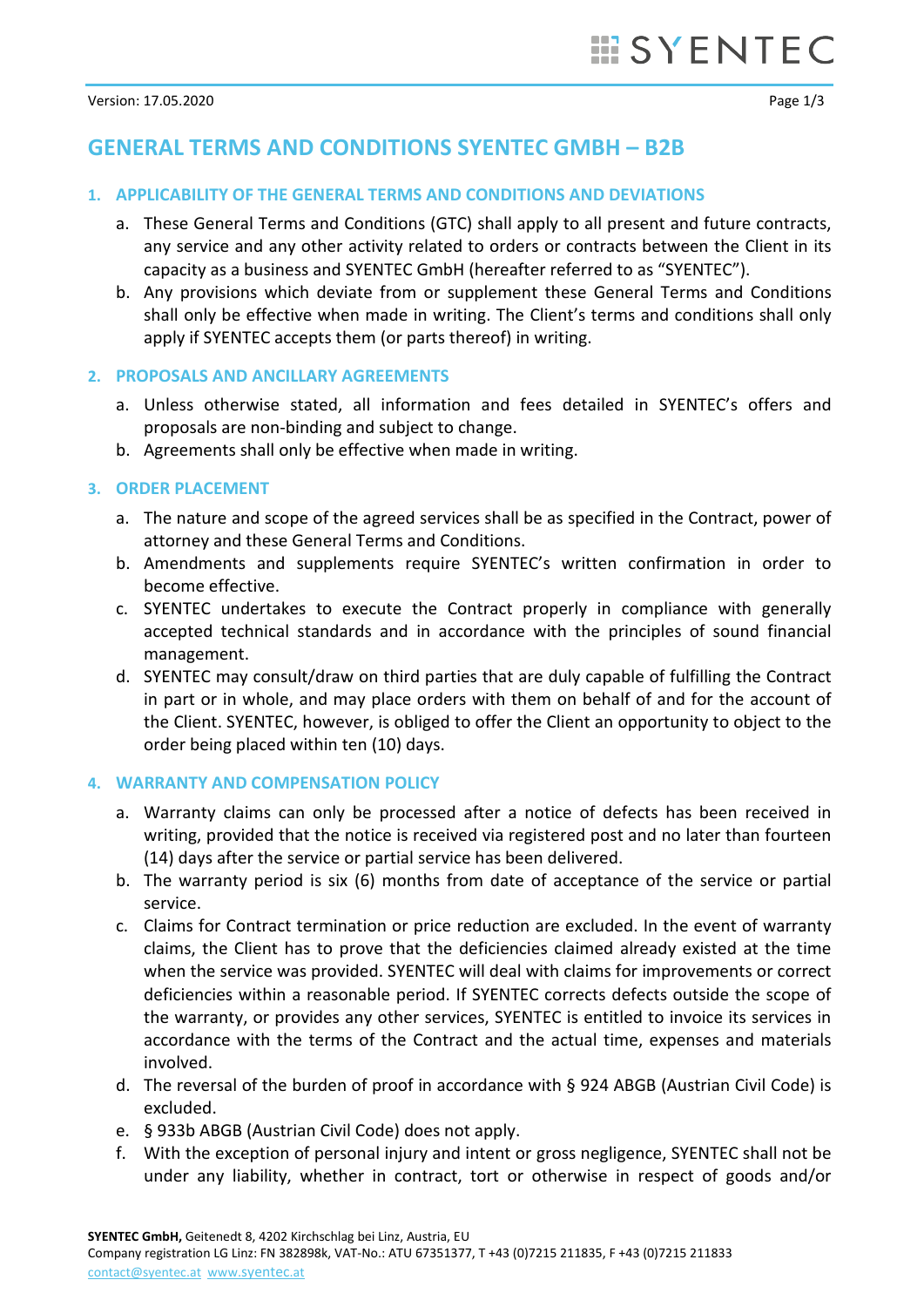# GENERAL TERMS AND CONDITIONS SYENTEC GMBH – B2B

## 1. APPLICABILITY OF THE GENERAL TERMS AND CONDITIONS AND DEVIATIONS

a. These General Terms and Conditions (GTC) shall apply to all present and future contracts, any service and any other activity related to orders or contracts between the Client in its capacity as a business and SYENTEC GmbH (hereafter referred to as "SYENTEC").

b. Any provisions which deviate from or supplement these General Terms and Conditions shall only be effective when made in writing. The Client's terms and conditions shall only apply if SYENTEC accepts them (or parts thereof) in writing.

## 2. PROPOSALS AND ANCILLARY AGREEMENTS

a. Unless otherwise stated, all information and fees detailed in SYENTEC's offers and proposals are non-binding and subject to change.

b. Agreements shall only be effective when made in writing.

## 3. ORDER PLACEMENT

a. The nature and scope of the agreed services shall be as specified in the Contract, power of attorney and these General Terms and Conditions.

b. Amendments and supplements require SYENTEC's written confirmation in order to become effective.

c. SYENTEC undertakes to execute the Contract properly in compliance with generally accepted technical standards and in accordance with the principles of sound financial management.

d. SYENTEC may consult/draw on third parties that are duly capable of fulfilling the Contract in part or in whole, and may place orders with them on behalf of and for the account of the Client. SYENTEC, however, is obliged to offer the Client an opportunity to object to the order being placed within ten (10) days.

## 4. WARRANTY AND COMPENSATION POLICY

a. Warranty claims can only be processed after a notice of defects has been received in writing, provided that the notice is received via registered post and no later than fourteen (14) days after the service or partial service has been delivered.

b. The warranty period is six (6) months from date of acceptance of the service or partial service.

c. Claims for Contract termination or price reduction are excluded. In the event of warranty claims, the Client has to prove that the deficiencies claimed already existed at the time when the service was provided. SYENTEC will deal with claims for improvements or correct deficiencies within a reasonable period. If SYENTEC corrects defects outside the scope of the warranty, or provides any other services, SYENTEC is entitled to invoice its services in accordance with the terms of the Contract and the actual time, expenses and materials involved.

d. The reversal of the burden of proof in accordance with § 924 ABGB (Austrian Civil Code) is excluded.

e. § 933b ABGB (Austrian Civil Code) does not apply.

f. With the exception of personal injury and intent or gross negligence, SYENTEC shall not be under any liability, whether in contract, tort or otherwise in respect of goods and/or

**SYENTEC GmbH,** Geitenedt 8, 4202 Kirchschlag bei Linz, Austria, EU
Company registration LG Linz: FN 382898k, VAT-No.: ATU 67351377, T +43 (0)7215 211835, F +43 (0)7215 211833
contact@syentec.at www.syentec.at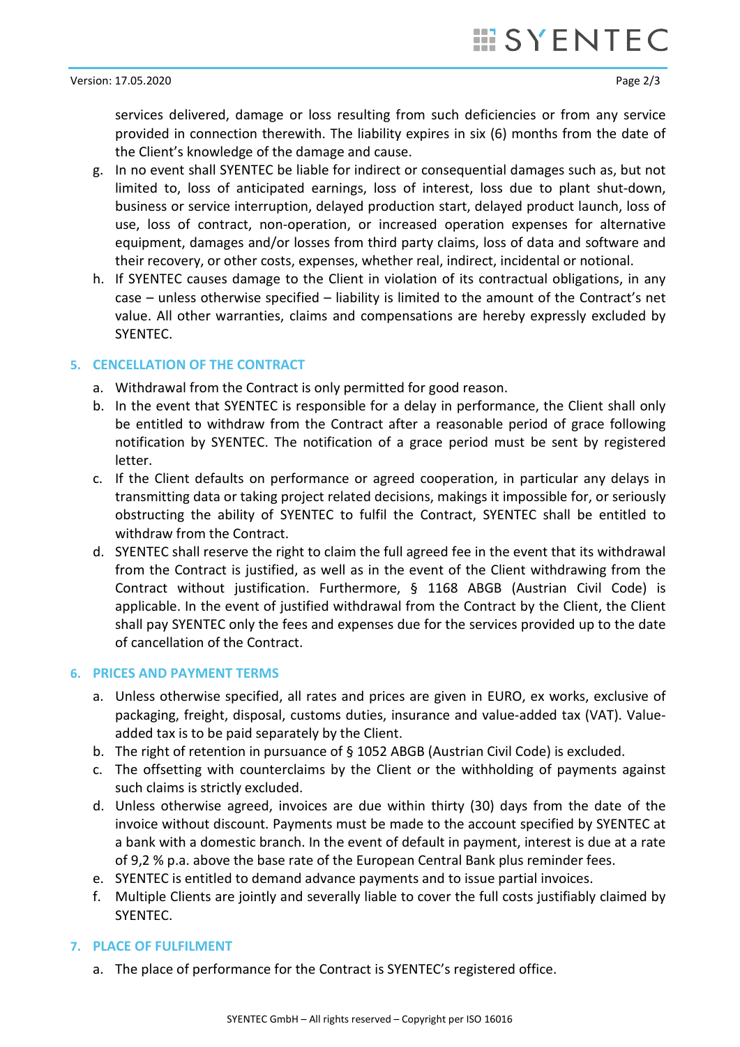services delivered, damage or loss resulting from such deficiencies or from any service provided in connection therewith. The liability expires in six (6) months from the date of the Client's knowledge of the damage and cause.

g. In no event shall SYENTEC be liable for indirect or consequential damages such as, but not limited to, loss of anticipated earnings, loss of interest, loss due to plant shut-down, business or service interruption, delayed production start, delayed product launch, loss of use, loss of contract, non-operation, or increased operation expenses for alternative equipment, damages and/or losses from third party claims, loss of data and software and their recovery, or other costs, expenses, whether real, indirect, incidental or notional.
h. If SYENTEC causes damage to the Client in violation of its contractual obligations, in any case – unless otherwise specified – liability is limited to the amount of the Contract's net value. All other warranties, claims and compensations are hereby expressly excluded by SYENTEC.

## 5. CENCELLATION OF THE CONTRACT

a. Withdrawal from the Contract is only permitted for good reason.
b. In the event that SYENTEC is responsible for a delay in performance, the Client shall only be entitled to withdraw from the Contract after a reasonable period of grace following notification by SYENTEC. The notification of a grace period must be sent by registered letter.
c. If the Client defaults on performance or agreed cooperation, in particular any delays in transmitting data or taking project related decisions, makings it impossible for, or seriously obstructing the ability of SYENTEC to fulfil the Contract, SYENTEC shall be entitled to withdraw from the Contract.
d. SYENTEC shall reserve the right to claim the full agreed fee in the event that its withdrawal from the Contract is justified, as well as in the event of the Client withdrawing from the Contract without justification. Furthermore, § 1168 ABGB (Austrian Civil Code) is applicable. In the event of justified withdrawal from the Contract by the Client, the Client shall pay SYENTEC only the fees and expenses due for the services provided up to the date of cancellation of the Contract.

## 6. PRICES AND PAYMENT TERMS

a. Unless otherwise specified, all rates and prices are given in EURO, ex works, exclusive of packaging, freight, disposal, customs duties, insurance and value-added tax (VAT). Value-added tax is to be paid separately by the Client.
b. The right of retention in pursuance of § 1052 ABGB (Austrian Civil Code) is excluded.
c. The offsetting with counterclaims by the Client or the withholding of payments against such claims is strictly excluded.
d. Unless otherwise agreed, invoices are due within thirty (30) days from the date of the invoice without discount. Payments must be made to the account specified by SYENTEC at a bank with a domestic branch. In the event of default in payment, interest is due at a rate of 9,2 % p.a. above the base rate of the European Central Bank plus reminder fees.
e. SYENTEC is entitled to demand advance payments and to issue partial invoices.
f. Multiple Clients are jointly and severally liable to cover the full costs justifiably claimed by SYENTEC.

## 7. PLACE OF FULFILMENT

a. The place of performance for the Contract is SYENTEC's registered office.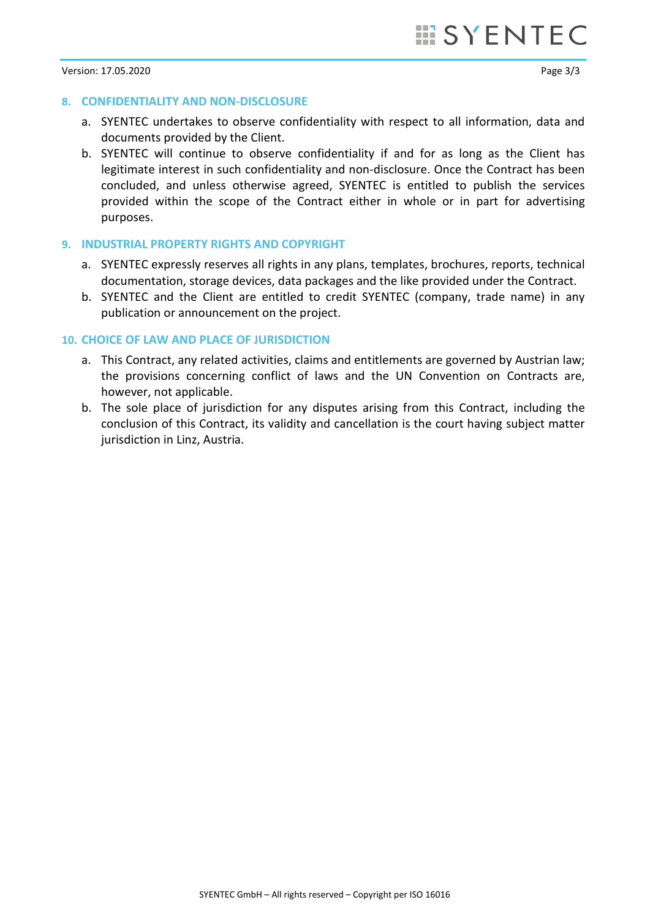## 8. CONFIDENTIALITY AND NON-DISCLOSURE

a. SYENTEC undertakes to observe confidentiality with respect to all information, data and documents provided by the Client.

b. SYENTEC will continue to observe confidentiality if and for as long as the Client has legitimate interest in such confidentiality and non-disclosure. Once the Contract has been concluded, and unless otherwise agreed, SYENTEC is entitled to publish the services provided within the scope of the Contract either in whole or in part for advertising purposes.

## 9. INDUSTRIAL PROPERTY RIGHTS AND COPYRIGHT

a. SYENTEC expressly reserves all rights in any plans, templates, brochures, reports, technical documentation, storage devices, data packages and the like provided under the Contract.

b. SYENTEC and the Client are entitled to credit SYENTEC (company, trade name) in any publication or announcement on the project.

## 10. CHOICE OF LAW AND PLACE OF JURISDICTION

a. This Contract, any related activities, claims and entitlements are governed by Austrian law; the provisions concerning conflict of laws and the UN Convention on Contracts are, however, not applicable.

b. The sole place of jurisdiction for any disputes arising from this Contract, including the conclusion of this Contract, its validity and cancellation is the court having subject matter jurisdiction in Linz, Austria.